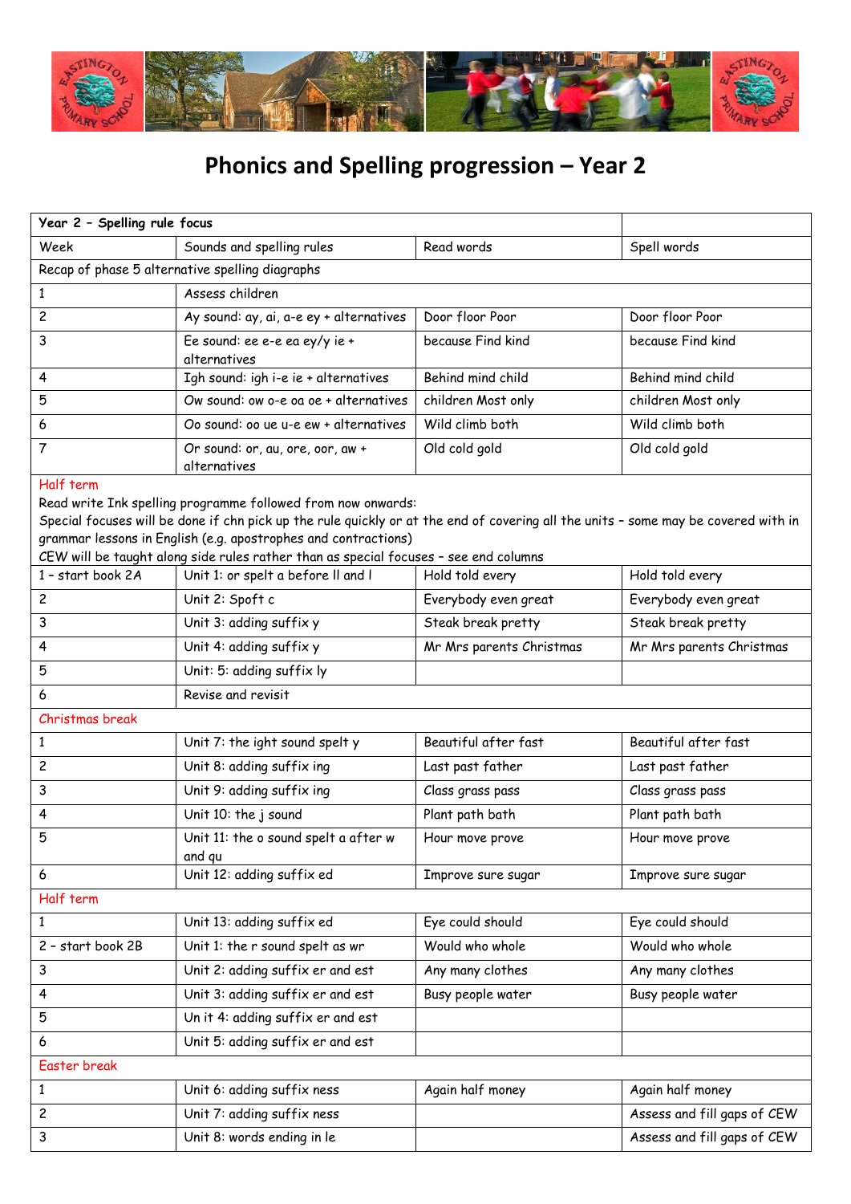# Phonics and Spelling progression – Year 2

| Year 2 - Spelling rule focus | | | |
|---|---|---|---|
| Week | Sounds and spelling rules | Read words | Spell words |
| Recap of phase 5 alternative spelling diagraphs | | | |
| 1 | Assess children | | |
| 2 | Ay sound: ay, ai, a-e ey + alternatives | Door floor Poor | Door floor Poor |
| 3 | Ee sound: ee e-e ea ey/y ie + alternatives | because Find kind | because Find kind |
| 4 | Igh sound: igh i-e ie + alternatives | Behind mind child | Behind mind child |
| 5 | Ow sound: ow o-e oa oe + alternatives | children Most only | children Most only |
| 6 | Oo sound: oo ue u-e ew + alternatives | Wild climb both | Wild climb both |
| 7 | Or sound: or, au, ore, oor, aw + alternatives | Old cold gold | Old cold gold |
| Half term<br>Read write Ink spelling programme followed from now onwards:<br>Special focuses will be done if chn pick up the rule quickly or at the end of covering all the units – some may be covered with in grammar lessons in English (e.g. apostrophes and contractions)<br>CEW will be taught along side rules rather than as special focuses – see end columns | | | |
| 1 – start book 2A | Unit 1: or spelt a before ll and l | Hold told every | Hold told every |
| 2 | Unit 2: Spoft c | Everybody even great | Everybody even great |
| 3 | Unit 3: adding suffix y | Steak break pretty | Steak break pretty |
| 4 | Unit 4: adding suffix y | Mr Mrs parents Christmas | Mr Mrs parents Christmas |
| 5 | Unit: 5: adding suffix ly | | |
| 6 | Revise and revisit | | |
| Christmas break | | | |
| 1 | Unit 7: the ight sound spelt y | Beautiful after fast | Beautiful after fast |
| 2 | Unit 8: adding suffix ing | Last past father | Last past father |
| 3 | Unit 9: adding suffix ing | Class grass pass | Class grass pass |
| 4 | Unit 10: the j sound | Plant path bath | Plant path bath |
| 5 | Unit 11: the o sound spelt a after w and qu | Hour move prove | Hour move prove |
| 6 | Unit 12: adding suffix ed | Improve sure sugar | Improve sure sugar |
| Half term | | | |
| 1 | Unit 13: adding suffix ed | Eye could should | Eye could should |
| 2 – start book 2B | Unit 1: the r sound spelt as wr | Would who whole | Would who whole |
| 3 | Unit 2: adding suffix er and est | Any many clothes | Any many clothes |
| 4 | Unit 3: adding suffix er and est | Busy people water | Busy people water |
| 5 | Un it 4: adding suffix er and est | | |
| 6 | Unit 5: adding suffix er and est | | |
| Easter break | | | |
| 1 | Unit 6: adding suffix ness | Again half money | Again half money |
| 2 | Unit 7: adding suffix ness | | Assess and fill gaps of CEW |
| 3 | Unit 8: words ending in le | | Assess and fill gaps of CEW |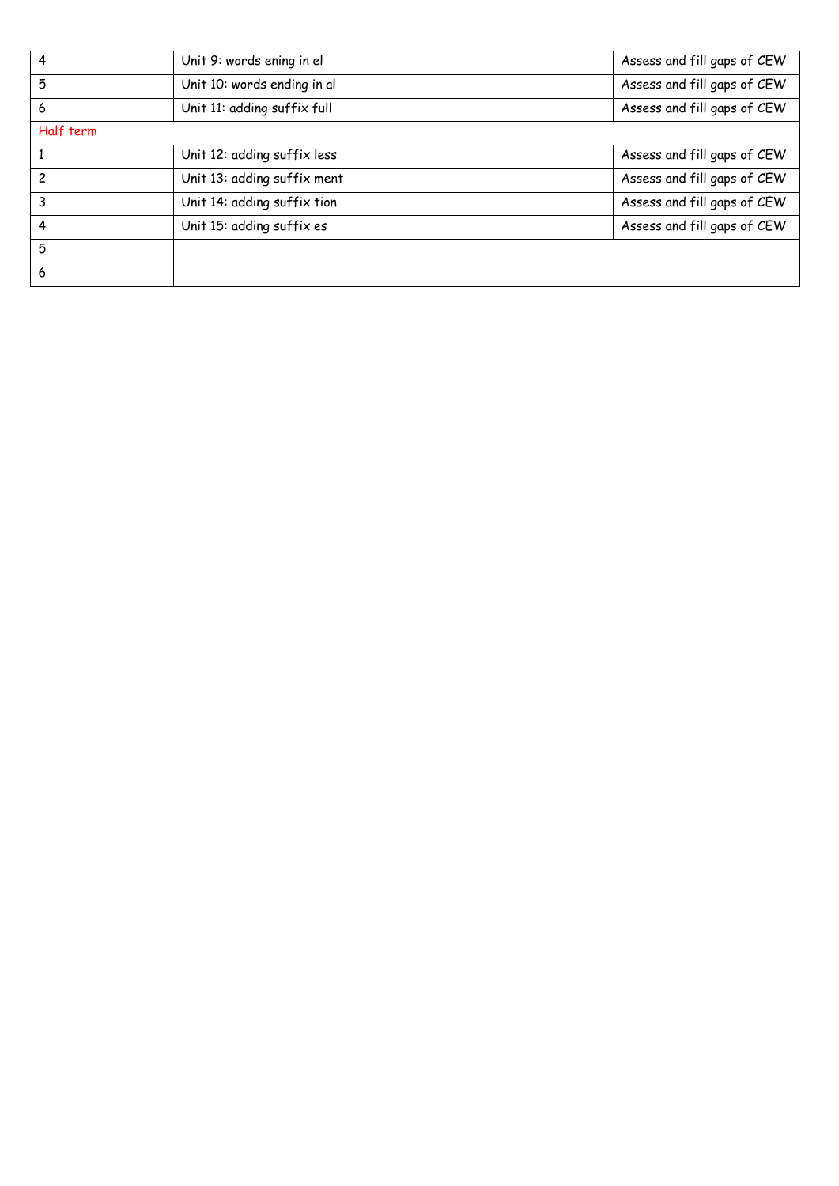| | | | |
|---|---|---|---|
| 4 | Unit 9: words ening in el | | Assess and fill gaps of CEW |
| 5 | Unit 10: words ending in al | | Assess and fill gaps of CEW |
| 6 | Unit 11: adding suffix full | | Assess and fill gaps of CEW |
| Half term | | | |
| 1 | Unit 12: adding suffix less | | Assess and fill gaps of CEW |
| 2 | Unit 13: adding suffix ment | | Assess and fill gaps of CEW |
| 3 | Unit 14: adding suffix tion | | Assess and fill gaps of CEW |
| 4 | Unit 15: adding suffix es | | Assess and fill gaps of CEW |
| 5 | | | |
| 6 | | | |